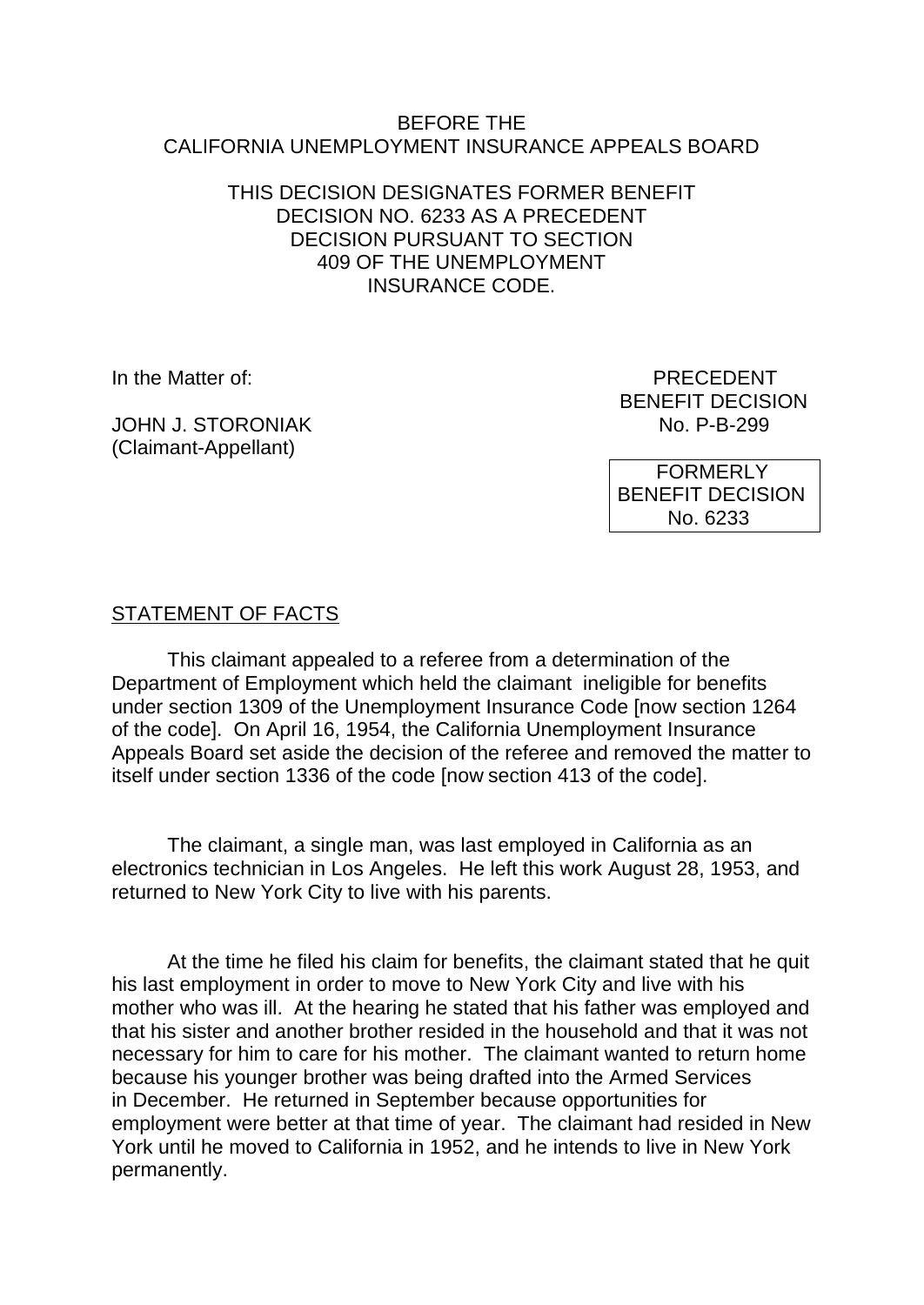BEFORE THE
CALIFORNIA UNEMPLOYMENT INSURANCE APPEALS BOARD

THIS DECISION DESIGNATES FORMER BENEFIT DECISION NO. 6233 AS A PRECEDENT DECISION PURSUANT TO SECTION 409 OF THE UNEMPLOYMENT INSURANCE CODE.

In the Matter of:

JOHN J. STORONIAK
(Claimant-Appellant)

PRECEDENT
BENEFIT DECISION
No. P-B-299

FORMERLY
BENEFIT DECISION
No. 6233

## STATEMENT OF FACTS

This claimant appealed to a referee from a determination of the Department of Employment which held the claimant ineligible for benefits under section 1309 of the Unemployment Insurance Code [now section 1264 of the code]. On April 16, 1954, the California Unemployment Insurance Appeals Board set aside the decision of the referee and removed the matter to itself under section 1336 of the code [now section 413 of the code].

The claimant, a single man, was last employed in California as an electronics technician in Los Angeles. He left this work August 28, 1953, and returned to New York City to live with his parents.

At the time he filed his claim for benefits, the claimant stated that he quit his last employment in order to move to New York City and live with his mother who was ill. At the hearing he stated that his father was employed and that his sister and another brother resided in the household and that it was not necessary for him to care for his mother. The claimant wanted to return home because his younger brother was being drafted into the Armed Services in December. He returned in September because opportunities for employment were better at that time of year. The claimant had resided in New York until he moved to California in 1952, and he intends to live in New York permanently.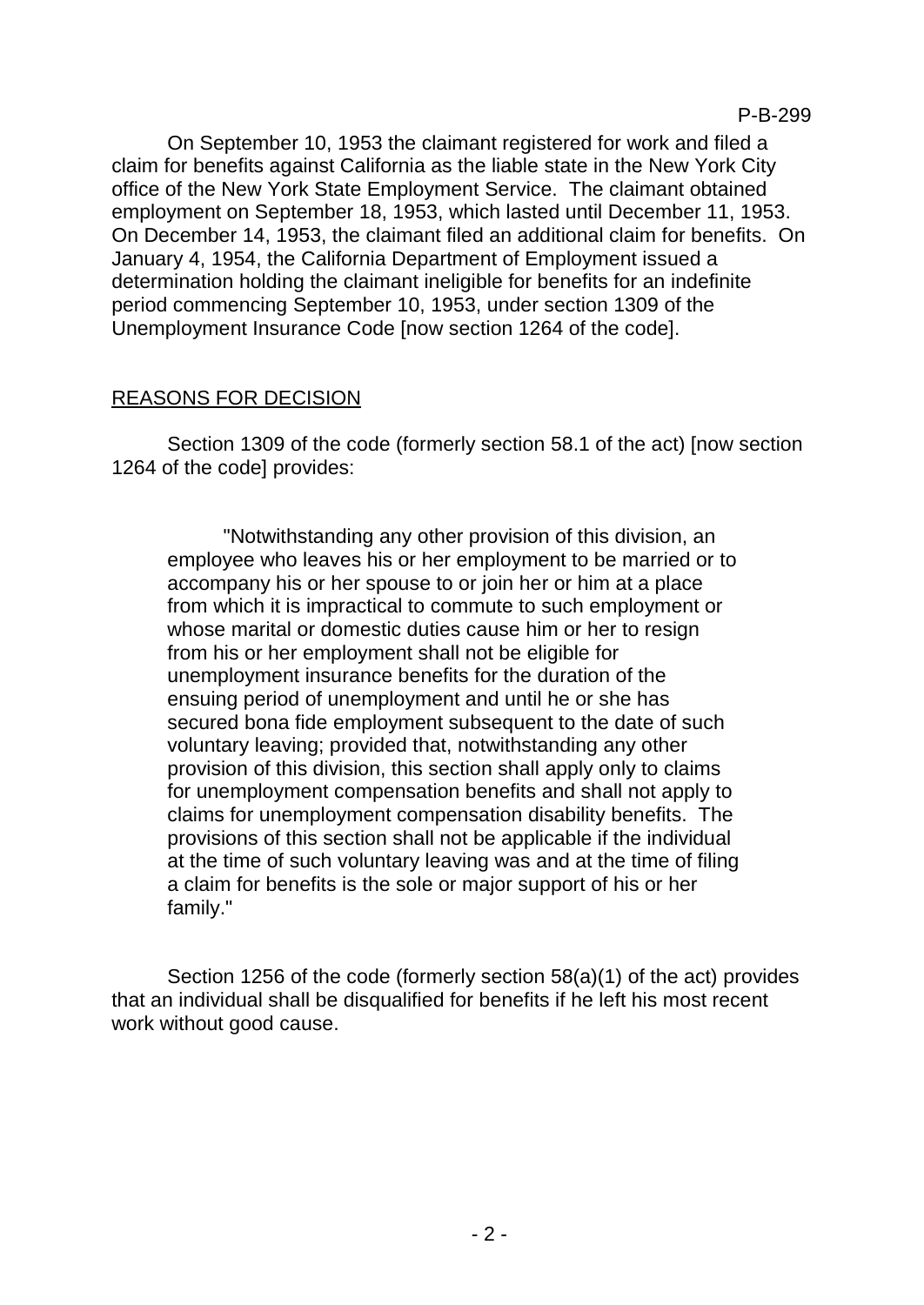On September 10, 1953 the claimant registered for work and filed a claim for benefits against California as the liable state in the New York City office of the New York State Employment Service. The claimant obtained employment on September 18, 1953, which lasted until December 11, 1953. On December 14, 1953, the claimant filed an additional claim for benefits. On January 4, 1954, the California Department of Employment issued a determination holding the claimant ineligible for benefits for an indefinite period commencing September 10, 1953, under section 1309 of the Unemployment Insurance Code [now section 1264 of the code].

## REASONS FOR DECISION

Section 1309 of the code (formerly section 58.1 of the act) [now section 1264 of the code] provides:

> "Notwithstanding any other provision of this division, an employee who leaves his or her employment to be married or to accompany his or her spouse to or join her or him at a place from which it is impractical to commute to such employment or whose marital or domestic duties cause him or her to resign from his or her employment shall not be eligible for unemployment insurance benefits for the duration of the ensuing period of unemployment and until he or she has secured bona fide employment subsequent to the date of such voluntary leaving; provided that, notwithstanding any other provision of this division, this section shall apply only to claims for unemployment compensation benefits and shall not apply to claims for unemployment compensation disability benefits. The provisions of this section shall not be applicable if the individual at the time of such voluntary leaving was and at the time of filing a claim for benefits is the sole or major support of his or her family."

Section 1256 of the code (formerly section 58(a)(1) of the act) provides that an individual shall be disqualified for benefits if he left his most recent work without good cause.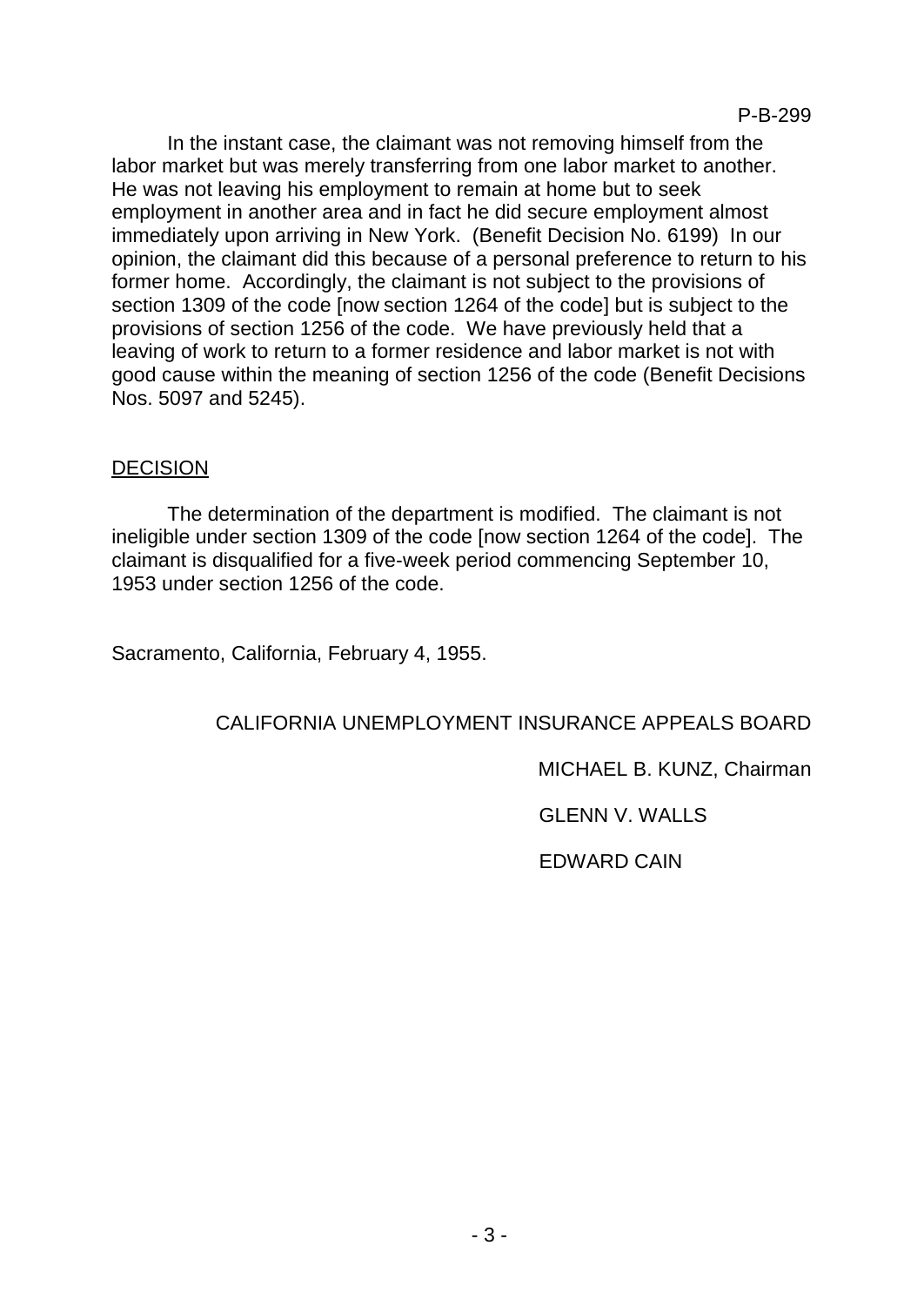In the instant case, the claimant was not removing himself from the labor market but was merely transferring from one labor market to another. He was not leaving his employment to remain at home but to seek employment in another area and in fact he did secure employment almost immediately upon arriving in New York. (Benefit Decision No. 6199) In our opinion, the claimant did this because of a personal preference to return to his former home. Accordingly, the claimant is not subject to the provisions of section 1309 of the code [now section 1264 of the code] but is subject to the provisions of section 1256 of the code. We have previously held that a leaving of work to return to a former residence and labor market is not with good cause within the meaning of section 1256 of the code (Benefit Decisions Nos. 5097 and 5245).

## DECISION

The determination of the department is modified. The claimant is not ineligible under section 1309 of the code [now section 1264 of the code]. The claimant is disqualified for a five-week period commencing September 10, 1953 under section 1256 of the code.

Sacramento, California, February 4, 1955.

CALIFORNIA UNEMPLOYMENT INSURANCE APPEALS BOARD

MICHAEL B. KUNZ, Chairman

GLENN V. WALLS

EDWARD CAIN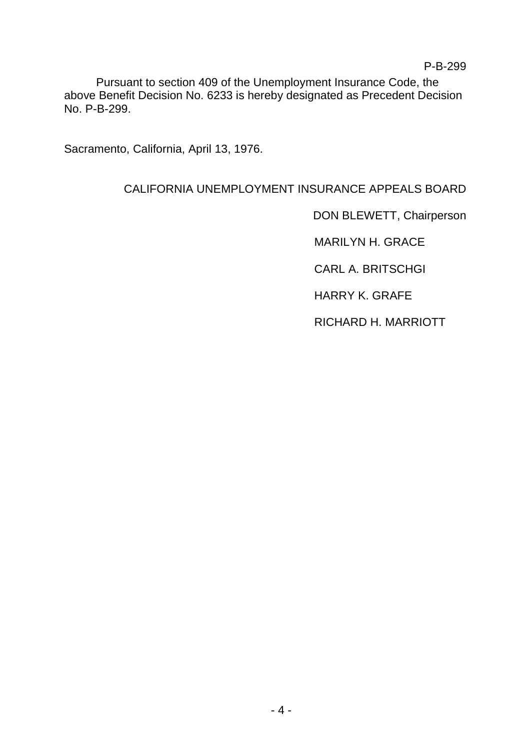P-B-299

Pursuant to section 409 of the Unemployment Insurance Code, the above Benefit Decision No. 6233 is hereby designated as Precedent Decision No. P-B-299.

Sacramento, California, April 13, 1976.

CALIFORNIA UNEMPLOYMENT INSURANCE APPEALS BOARD

DON BLEWETT, Chairperson

MARILYN H. GRACE

CARL A. BRITSCHGI

HARRY K. GRAFE

RICHARD H. MARRIOTT